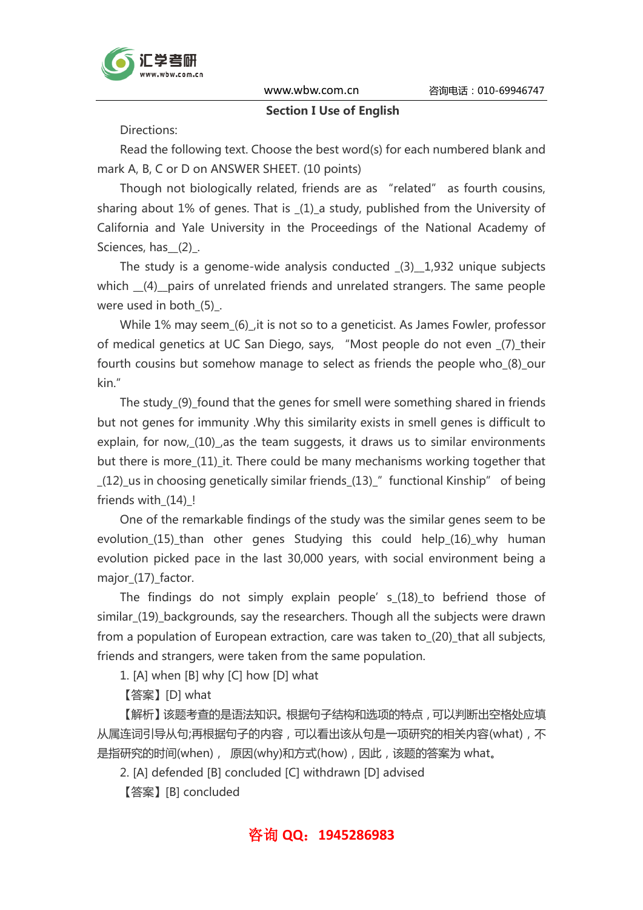## Section I Use of English

Directions:

Read the following text. Choose the best word(s) for each numbered blank and mark A, B, C or D on ANSWER SHEET. (10 points)

Though not biologically related, friends are as "related" as fourth cousins, sharing about 1% of genes. That is _(1)_a study, published from the University of California and Yale University in the Proceedings of the National Academy of Sciences, has__(2)_.

The study is a genome-wide analysis conducted _(3)__1,932 unique subjects which __(4)__pairs of unrelated friends and unrelated strangers. The same people were used in both_(5)_.

While 1% may seem_(6)_,it is not so to a geneticist. As James Fowler, professor of medical genetics at UC San Diego, says, "Most people do not even _(7)_their fourth cousins but somehow manage to select as friends the people who_(8)_our kin."

The study_(9)_found that the genes for smell were something shared in friends but not genes for immunity .Why this similarity exists in smell genes is difficult to explain, for now,_(10)_,as the team suggests, it draws us to similar environments but there is more_(11)_it. There could be many mechanisms working together that _(12)_us in choosing genetically similar friends_(13)_" functional Kinship" of being friends with_(14)_!

One of the remarkable findings of the study was the similar genes seem to be evolution_(15)_than other genes Studying this could help_(16)_why human evolution picked pace in the last 30,000 years, with social environment being a major_(17)_factor.

The findings do not simply explain people' s_(18)_to befriend those of similar_(19)_backgrounds, say the researchers. Though all the subjects were drawn from a population of European extraction, care was taken to_(20)_that all subjects, friends and strangers, were taken from the same population.

1. [A] when [B] why [C] how [D] what

【答案】[D] what

【解析】该题考查的是语法知识。根据句子结构和选项的特点，可以判断出空格处应填从属连词引导从句;再根据句子的内容，可以看出该从句是一项研究的相关内容(what)，不是指研究的时间(when)， 原因(why)和方式(how)，因此，该题的答案为 what。

2. [A] defended [B] concluded [C] withdrawn [D] advised

【答案】[B] concluded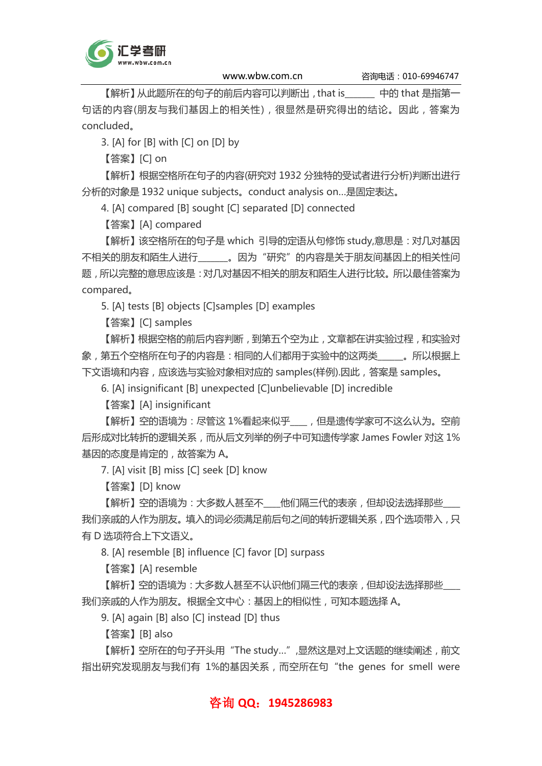【解析】从此题所在的句子的前后内容可以判断出，that is______ 中的 that 是指第一句话的内容(朋友与我们基因上的相关性)，很显然是研究得出的结论。因此，答案为 concluded。

3. [A] for [B] with [C] on [D] by

【答案】[C] on

【解析】根据空格所在句子的内容(研究对 1932 分独特的受试者进行分析)判断出进行分析的对象是 1932 unique subjects。conduct analysis on...是固定表达。

4. [A] compared [B] sought [C] separated [D] connected

【答案】[A] compared

【解析】该空格所在的句子是 which 引导的定语从句修饰 study,意思是：对几对基因不相关的朋友和陌生人进行______。因为“研究”的内容是关于朋友间基因上的相关性问题，所以完整的意思应该是：对几对基因不相关的朋友和陌生人进行比较。所以最佳答案为 compared。

5. [A] tests [B] objects [C]samples [D] examples

【答案】[C] samples

【解析】根据空格的前后内容判断，到第五个空为止，文章都在讲实验过程，和实验对象，第五个空格所在句子的内容是：相同的人们都用于实验中的这两类______。所以根据上下文语境和内容，应该选与实验对象相对应的 samples(样例).因此，答案是 samples。

6. [A] insignificant [B] unexpected [C]unbelievable [D] incredible

【答案】[A] insignificant

【解析】空的语境为：尽管这 1%看起来似乎___，但是遗传学家可不这么认为。空前后形成对比转折的逻辑关系，而从后文列举的例子中可知遗传学家 James Fowler 对这 1%基因的态度是肯定的，故答案为 A。

7. [A] visit [B] miss [C] seek [D] know

【答案】[D] know

【解析】空的语境为：大多数人甚至不___他们隔三代的表亲，但却设法选择那些____我们亲戚的人作为朋友。填入的词必须满足前后句之间的转折逻辑关系，四个选项带入，只有 D 选项符合上下文语义。

8. [A] resemble [B] influence [C] favor [D] surpass

【答案】[A] resemble

【解析】空的语境为：大多数人甚至不认识他们隔三代的表亲，但却设法选择那些____我们亲戚的人作为朋友。根据全文中心：基因上的相似性，可知本题选择 A。

9. [A] again [B] also [C] instead [D] thus

【答案】[B] also

【解析】空所在的句子开头用“The study...”,显然这是对上文话题的继续阐述，前文指出研究发现朋友与我们有 1%的基因关系，而空所在句“the genes for smell were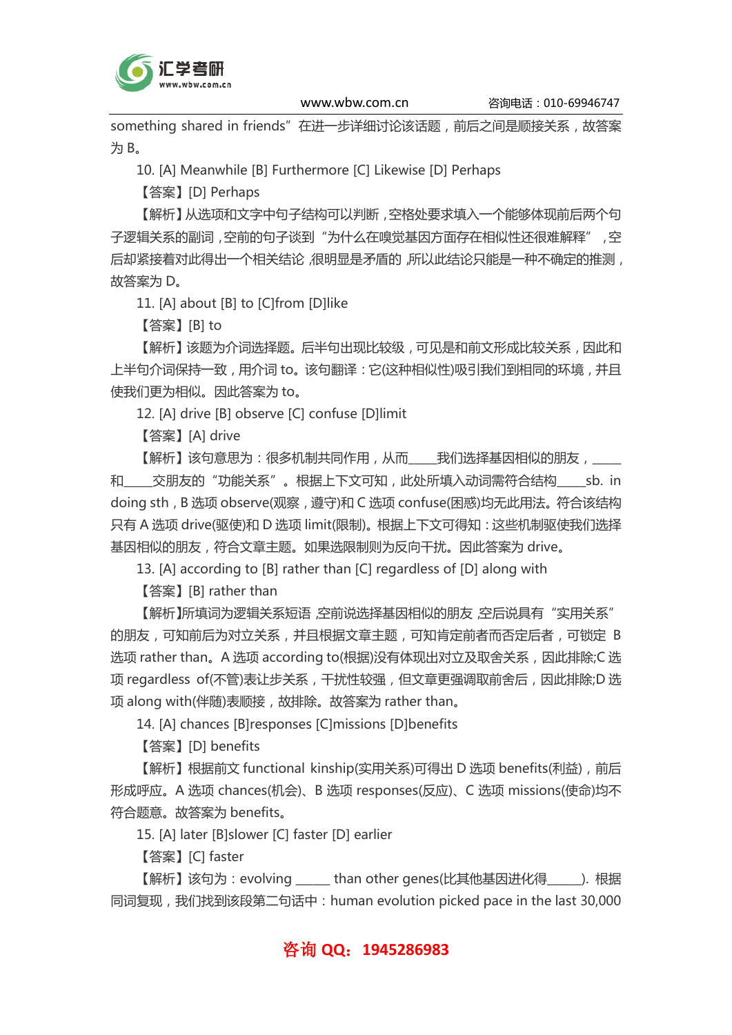something shared in friends"在进一步详细讨论该话题，前后之间是顺接关系，故答案为 B。

10. [A] Meanwhile [B] Furthermore [C] Likewise [D] Perhaps

【答案】[D] Perhaps

【解析】从选项和文字中句子结构可以判断，空格处要求填入一个能够体现前后两个句子逻辑关系的副词，空前的句子谈到"为什么在嗅觉基因方面存在相似性还很难解释"，空后却紧接着对此得出一个相关结论，很明显是矛盾的，所以此结论只能是一种不确定的推测，故答案为 D。

11. [A] about [B] to [C]from [D]like

【答案】[B] to

【解析】该题为介词选择题。后半句出现比较级，可见是和前文形成比较关系，因此和上半句介词保持一致，用介词 to。该句翻译：它(这种相似性)吸引我们到相同的环境，并且使我们更为相似。因此答案为 to。

12. [A] drive [B] observe [C] confuse [D]limit

【答案】[A] drive

【解析】该句意思为：很多机制共同作用，从而____我们选择基因相似的朋友，_____和____交朋友的"功能关系"。根据上下文可知，此处所填入动词需符合结构____sb. in doing sth，B 选项 observe(观察，遵守)和 C 选项 confuse(困惑)均无此用法。符合该结构只有 A 选项 drive(驱使)和 D 选项 limit(限制)。根据上下文可得知：这些机制驱使我们选择基因相似的朋友，符合文章主题。如果选限制则为反向干扰。因此答案为 drive。

13. [A] according to [B] rather than [C] regardless of [D] along with

【答案】[B] rather than

【解析】所填词为逻辑关系短语，空前说选择基因相似的朋友，空后说具有"实用关系"的朋友，可知前后为对立关系，并且根据文章主题，可知肯定前者而否定后者，可锁定 B 选项 rather than。A 选项 according to(根据)没有体现出对立及取舍关系，因此排除;C 选项 regardless of(不管)表让步关系，干扰性较强，但文章更强调取前舍后，因此排除;D 选项 along with(伴随)表顺接，故排除。故答案为 rather than。

14. [A] chances [B]responses [C]missions [D]benefits

【答案】[D] benefits

【解析】根据前文 functional kinship(实用关系)可得出 D 选项 benefits(利益)，前后形成呼应。A 选项 chances(机会)、B 选项 responses(反应)、C 选项 missions(使命)均不符合题意。故答案为 benefits。

15. [A] later [B]slower [C] faster [D] earlier

【答案】[C] faster

【解析】该句为：evolving _____ than other genes(比其他基因进化得_____)。根据同词复现，我们找到该段第二句话中：human evolution picked pace in the last 30,000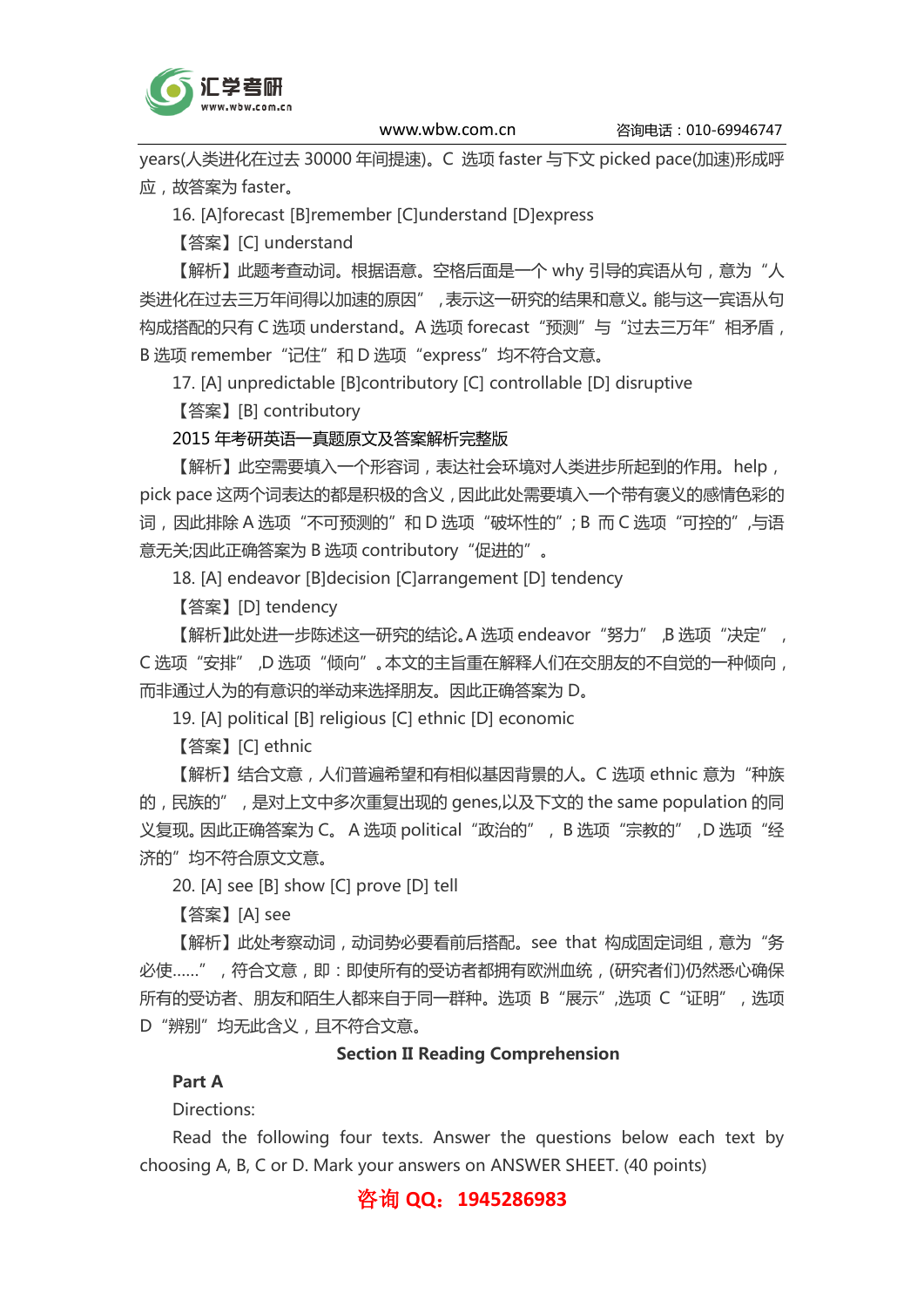years(人类进化在过去 30000 年间提速)。C 选项 faster 与下文 picked pace(加速)形成呼应，故答案为 faster。

16. [A]forecast [B]remember [C]understand [D]express

【答案】[C] understand

【解析】此题考查动词。根据语意。空格后面是一个 why 引导的宾语从句，意为“人类进化在过去三万年间得以加速的原因”，表示这一研究的结果和意义。能与这一宾语从句构成搭配的只有 C 选项 understand。A 选项 forecast“预测”与“过去三万年”相矛盾，B 选项 remember“记住”和 D 选项“express”均不符合文意。

17. [A] unpredictable [B]contributory [C] controllable [D] disruptive

【答案】[B] contributory

2015 年考研英语一真题原文及答案解析完整版

【解析】此空需要填入一个形容词，表达社会环境对人类进步所起到的作用。help，pick pace 这两个词表达的都是积极的含义，因此此处需要填入一个带有褒义的感情色彩的词，因此排除 A 选项“不可预测的”和 D 选项“破坏性的”；B 而 C 选项“可控的”,与语意无关;因此正确答案为 B 选项 contributory“促进的”。

18. [A] endeavor [B]decision [C]arrangement [D] tendency

【答案】[D] tendency

【解析】此处进一步陈述这一研究的结论。A 选项 endeavor“努力”,B 选项“决定”，C 选项“安排”,D 选项“倾向”。本文的主旨重在解释人们在交朋友的不自觉的一种倾向，而非通过人为的有意识的举动来选择朋友。因此正确答案为 D。

19. [A] political [B] religious [C] ethnic [D] economic

【答案】[C] ethnic

【解析】结合文意，人们普遍希望和有相似基因背景的人。C 选项 ethnic 意为“种族的，民族的”，是对上文中多次重复出现的 genes,以及下文的 the same population 的同义复现。因此正确答案为 C。 A 选项 political“政治的”，B 选项“宗教的”,D 选项“经济的”均不符合原文文意。

20. [A] see [B] show [C] prove [D] tell

【答案】[A] see

【解析】此处考察动词，动词势必要看前后搭配。see that 构成固定词组，意为“务必使……”，符合文意，即：即使所有的受访者都拥有欧洲血统，(研究者们)仍然悉心确保所有的受访者、朋友和陌生人都来自于同一群种。选项 B“展示”,选项 C“证明”，选项 D“辨别”均无此含义，且不符合文意。

## Section II Reading Comprehension

### Part A

Directions:

Read the following four texts. Answer the questions below each text by choosing A, B, C or D. Mark your answers on ANSWER SHEET. (40 points)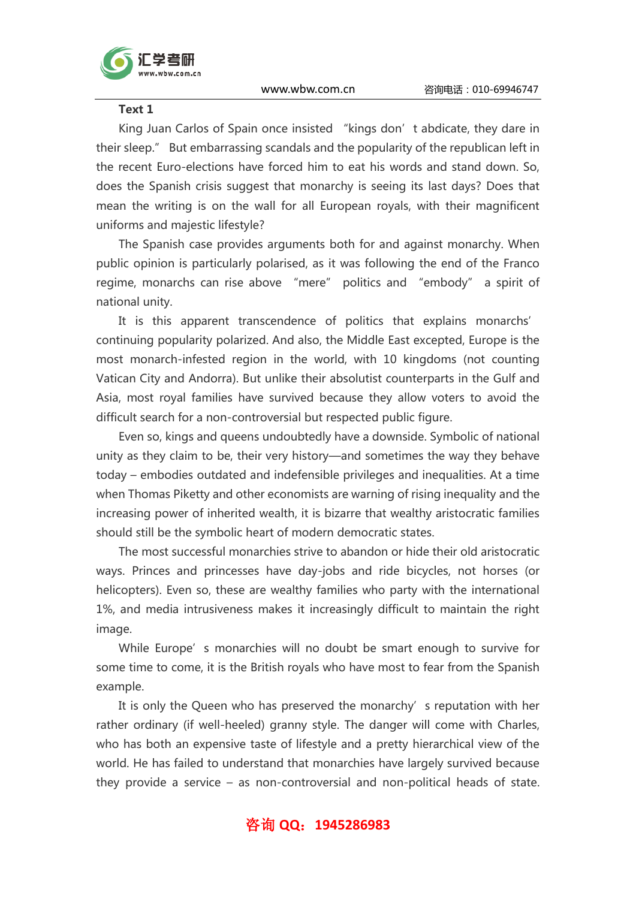**Text 1**

King Juan Carlos of Spain once insisted "kings don't abdicate, they dare in their sleep." But embarrassing scandals and the popularity of the republican left in the recent Euro-elections have forced him to eat his words and stand down. So, does the Spanish crisis suggest that monarchy is seeing its last days? Does that mean the writing is on the wall for all European royals, with their magnificent uniforms and majestic lifestyle?

The Spanish case provides arguments both for and against monarchy. When public opinion is particularly polarised, as it was following the end of the Franco regime, monarchs can rise above "mere" politics and "embody" a spirit of national unity.

It is this apparent transcendence of politics that explains monarchs' continuing popularity polarized. And also, the Middle East excepted, Europe is the most monarch-infested region in the world, with 10 kingdoms (not counting Vatican City and Andorra). But unlike their absolutist counterparts in the Gulf and Asia, most royal families have survived because they allow voters to avoid the difficult search for a non-controversial but respected public figure.

Even so, kings and queens undoubtedly have a downside. Symbolic of national unity as they claim to be, their very history—and sometimes the way they behave today – embodies outdated and indefensible privileges and inequalities. At a time when Thomas Piketty and other economists are warning of rising inequality and the increasing power of inherited wealth, it is bizarre that wealthy aristocratic families should still be the symbolic heart of modern democratic states.

The most successful monarchies strive to abandon or hide their old aristocratic ways. Princes and princesses have day-jobs and ride bicycles, not horses (or helicopters). Even so, these are wealthy families who party with the international 1%, and media intrusiveness makes it increasingly difficult to maintain the right image.

While Europe's monarchies will no doubt be smart enough to survive for some time to come, it is the British royals who have most to fear from the Spanish example.

It is only the Queen who has preserved the monarchy's reputation with her rather ordinary (if well-heeled) granny style. The danger will come with Charles, who has both an expensive taste of lifestyle and a pretty hierarchical view of the world. He has failed to understand that monarchies have largely survived because they provide a service – as non-controversial and non-political heads of state.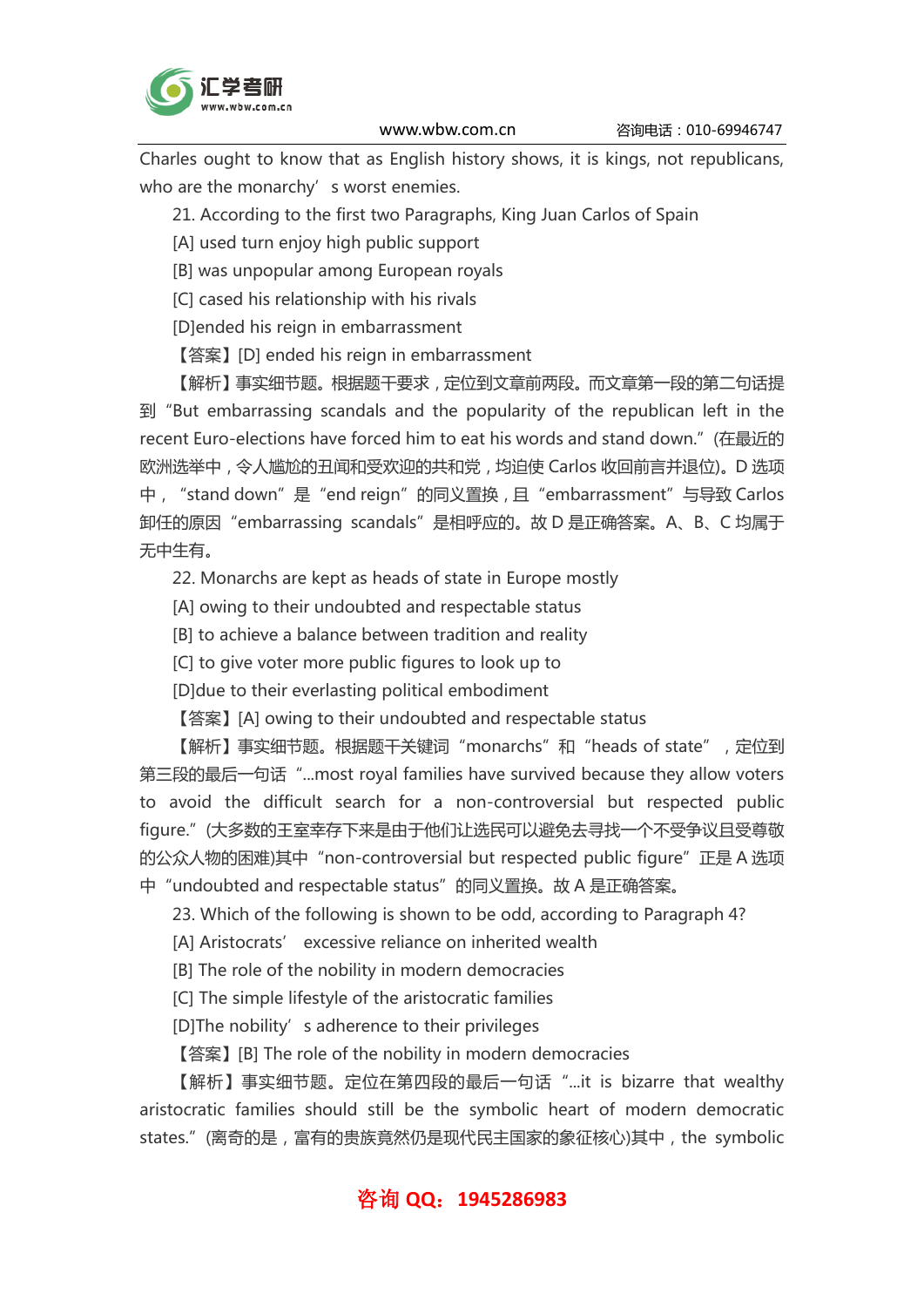Charles ought to know that as English history shows, it is kings, not republicans, who are the monarchy’ s worst enemies.

21. According to the first two Paragraphs, King Juan Carlos of Spain

[A] used turn enjoy high public support

[B] was unpopular among European royals

[C] cased his relationship with his rivals

[D]ended his reign in embarrassment

【答案】[D] ended his reign in embarrassment

【解析】事实细节题。根据题干要求，定位到文章前两段。而文章第一段的第二句话提到“But embarrassing scandals and the popularity of the republican left in the recent Euro-elections have forced him to eat his words and stand down.”(在最近的欧洲选举中，令人尴尬的丑闻和受欢迎的共和党，均迫使 Carlos 收回前言并退位)。D 选项中，“stand down”是“end reign”的同义置换，且“embarrassment”与导致 Carlos 卸任的原因“embarrassing scandals”是相呼应的。故 D 是正确答案。A、B、C 均属于无中生有。

22. Monarchs are kept as heads of state in Europe mostly

[A] owing to their undoubted and respectable status

[B] to achieve a balance between tradition and reality

[C] to give voter more public figures to look up to

[D]due to their everlasting political embodiment

【答案】[A] owing to their undoubted and respectable status

【解析】事实细节题。根据题干关键词“monarchs”和“heads of state”，定位到第三段的最后一句话“...most royal families have survived because they allow voters to avoid the difficult search for a non-controversial but respected public figure.”(大多数的王室幸存下来是由于他们让选民可以避免去寻找一个不受争议且受尊敬的公众人物的困难)其中“non-controversial but respected public figure”正是 A 选项中“undoubted and respectable status”的同义置换。故 A 是正确答案。

23. Which of the following is shown to be odd, according to Paragraph 4?

[A] Aristocrats’ excessive reliance on inherited wealth

[B] The role of the nobility in modern democracies

[C] The simple lifestyle of the aristocratic families

[D]The nobility’ s adherence to their privileges

【答案】[B] The role of the nobility in modern democracies

【解析】事实细节题。定位在第四段的最后一句话“...it is bizarre that wealthy aristocratic families should still be the symbolic heart of modern democratic states.”(离奇的是，富有的贵族竟然仍是现代民主国家的象征核心)其中，the symbolic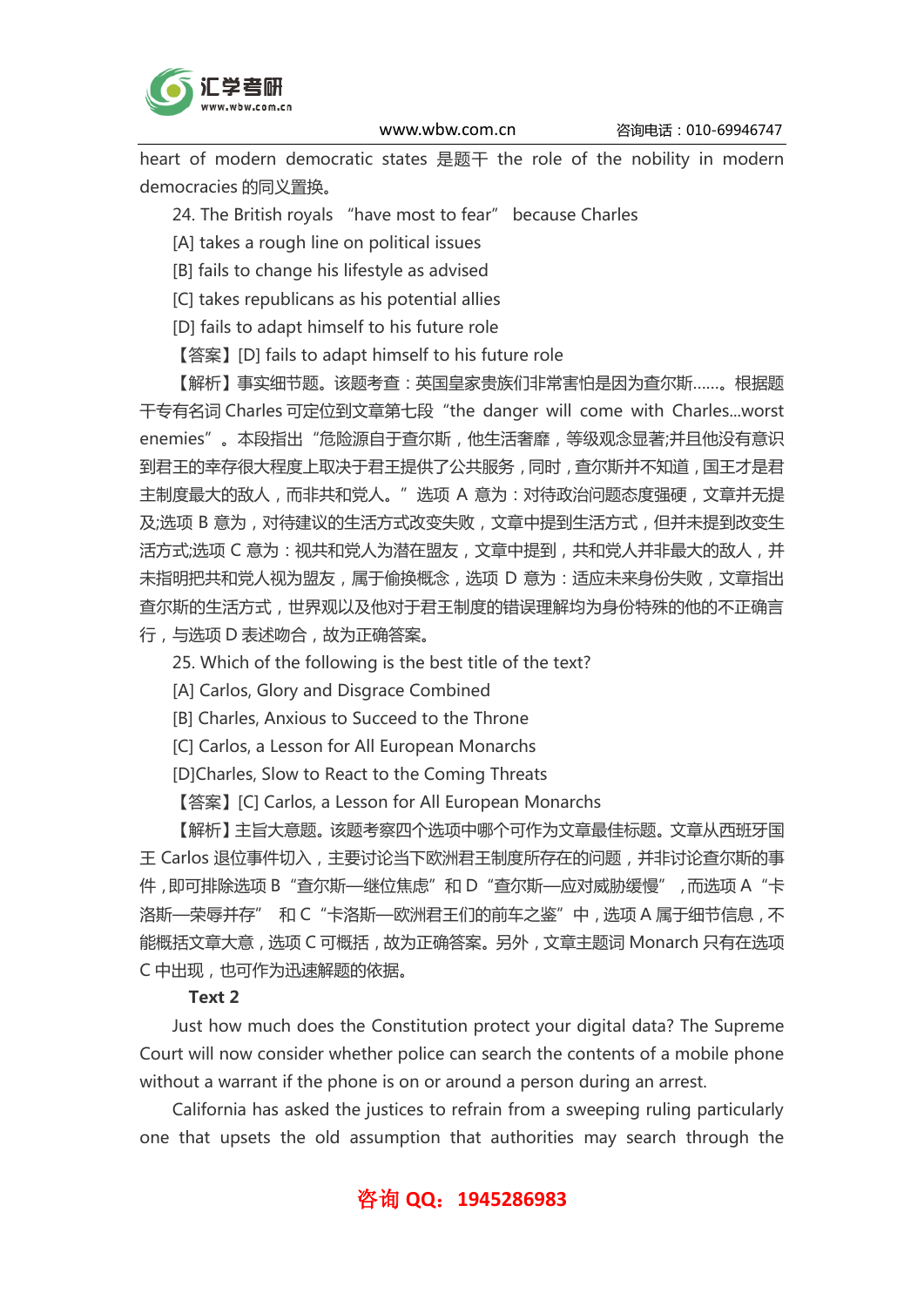heart of modern democratic states 是题干 the role of the nobility in modern democracies 的同义置换。

24. The British royals "have most to fear" because Charles

[A] takes a rough line on political issues

[B] fails to change his lifestyle as advised

[C] takes republicans as his potential allies

[D] fails to adapt himself to his future role

【答案】[D] fails to adapt himself to his future role

【解析】事实细节题。该题考查：英国皇家贵族们非常害怕是因为查尔斯……。根据题干专有名词 Charles 可定位到文章第七段 "the danger will come with Charles...worst enemies"。本段指出 "危险源自于查尔斯，他生活奢靡，等级观念显著;并且他没有意识到君王的幸存很大程度上取决于君王提供了公共服务，同时，查尔斯并不知道，国王才是君主制度最大的敌人，而非共和党人。" 选项 A 意为：对待政治问题态度强硬，文章并无提及;选项 B 意为，对待建议的生活方式改变失败，文章中提到生活方式，但并未提到改变生活方式;选项 C 意为：视共和党人为潜在盟友，文章中提到，共和党人并非最大的敌人，并未指明把共和党人视为盟友，属于偷换概念，选项 D 意为：适应未来身份失败，文章指出查尔斯的生活方式，世界观以及他对于君王制度的错误理解均为身份特殊的他的不正确言行，与选项 D 表述吻合，故为正确答案。

25. Which of the following is the best title of the text?

[A] Carlos, Glory and Disgrace Combined

[B] Charles, Anxious to Succeed to the Throne

[C] Carlos, a Lesson for All European Monarchs

[D]Charles, Slow to React to the Coming Threats

【答案】[C] Carlos, a Lesson for All European Monarchs

【解析】主旨大意题。该题考察四个选项中哪个可作为文章最佳标题。文章从西班牙国王 Carlos 退位事件切入，主要讨论当下欧洲君王制度所存在的问题，并非讨论查尔斯的事件，即可排除选项 B "查尔斯—继位焦虑" 和 D "查尔斯—应对威胁缓慢"，而选项 A "卡洛斯—荣辱并存" 和 C "卡洛斯—欧洲君王们的前车之鉴" 中，选项 A 属于细节信息，不能概括文章大意，选项 C 可概括，故为正确答案。另外，文章主题词 Monarch 只有在选项 C 中出现，也可作为迅速解题的依据。

**Text 2**

Just how much does the Constitution protect your digital data? The Supreme Court will now consider whether police can search the contents of a mobile phone without a warrant if the phone is on or around a person during an arrest.

California has asked the justices to refrain from a sweeping ruling particularly one that upsets the old assumption that authorities may search through the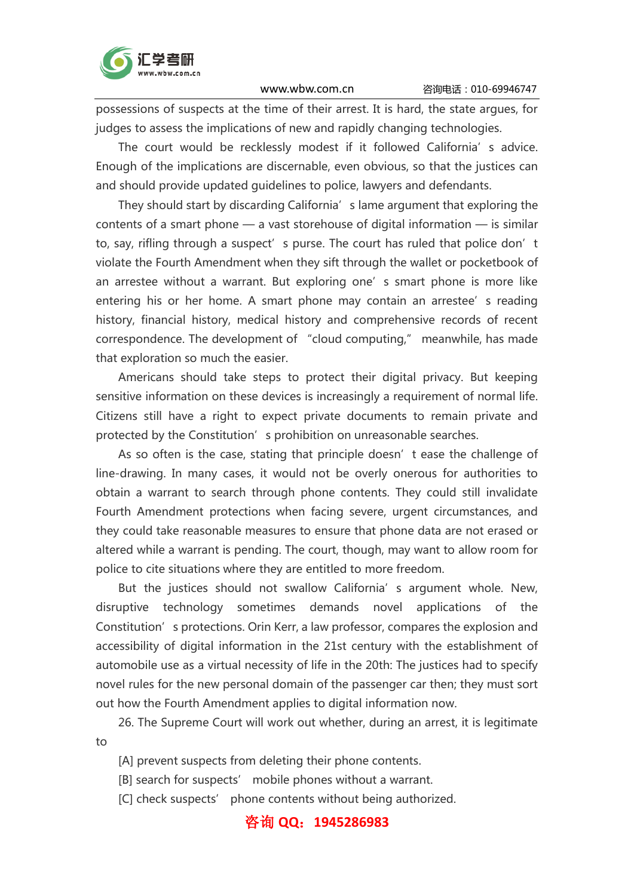possessions of suspects at the time of their arrest. It is hard, the state argues, for judges to assess the implications of new and rapidly changing technologies.

The court would be recklessly modest if it followed California's advice. Enough of the implications are discernable, even obvious, so that the justices can and should provide updated guidelines to police, lawyers and defendants.

They should start by discarding California's lame argument that exploring the contents of a smart phone — a vast storehouse of digital information — is similar to, say, rifling through a suspect's purse. The court has ruled that police don't violate the Fourth Amendment when they sift through the wallet or pocketbook of an arrestee without a warrant. But exploring one's smart phone is more like entering his or her home. A smart phone may contain an arrestee's reading history, financial history, medical history and comprehensive records of recent correspondence. The development of "cloud computing," meanwhile, has made that exploration so much the easier.

Americans should take steps to protect their digital privacy. But keeping sensitive information on these devices is increasingly a requirement of normal life. Citizens still have a right to expect private documents to remain private and protected by the Constitution's prohibition on unreasonable searches.

As so often is the case, stating that principle doesn't ease the challenge of line-drawing. In many cases, it would not be overly onerous for authorities to obtain a warrant to search through phone contents. They could still invalidate Fourth Amendment protections when facing severe, urgent circumstances, and they could take reasonable measures to ensure that phone data are not erased or altered while a warrant is pending. The court, though, may want to allow room for police to cite situations where they are entitled to more freedom.

But the justices should not swallow California's argument whole. New, disruptive technology sometimes demands novel applications of the Constitution's protections. Orin Kerr, a law professor, compares the explosion and accessibility of digital information in the 21st century with the establishment of automobile use as a virtual necessity of life in the 20th: The justices had to specify novel rules for the new personal domain of the passenger car then; they must sort out how the Fourth Amendment applies to digital information now.

26. The Supreme Court will work out whether, during an arrest, it is legitimate to

[A] prevent suspects from deleting their phone contents.

[B] search for suspects' mobile phones without a warrant.

[C] check suspects' phone contents without being authorized.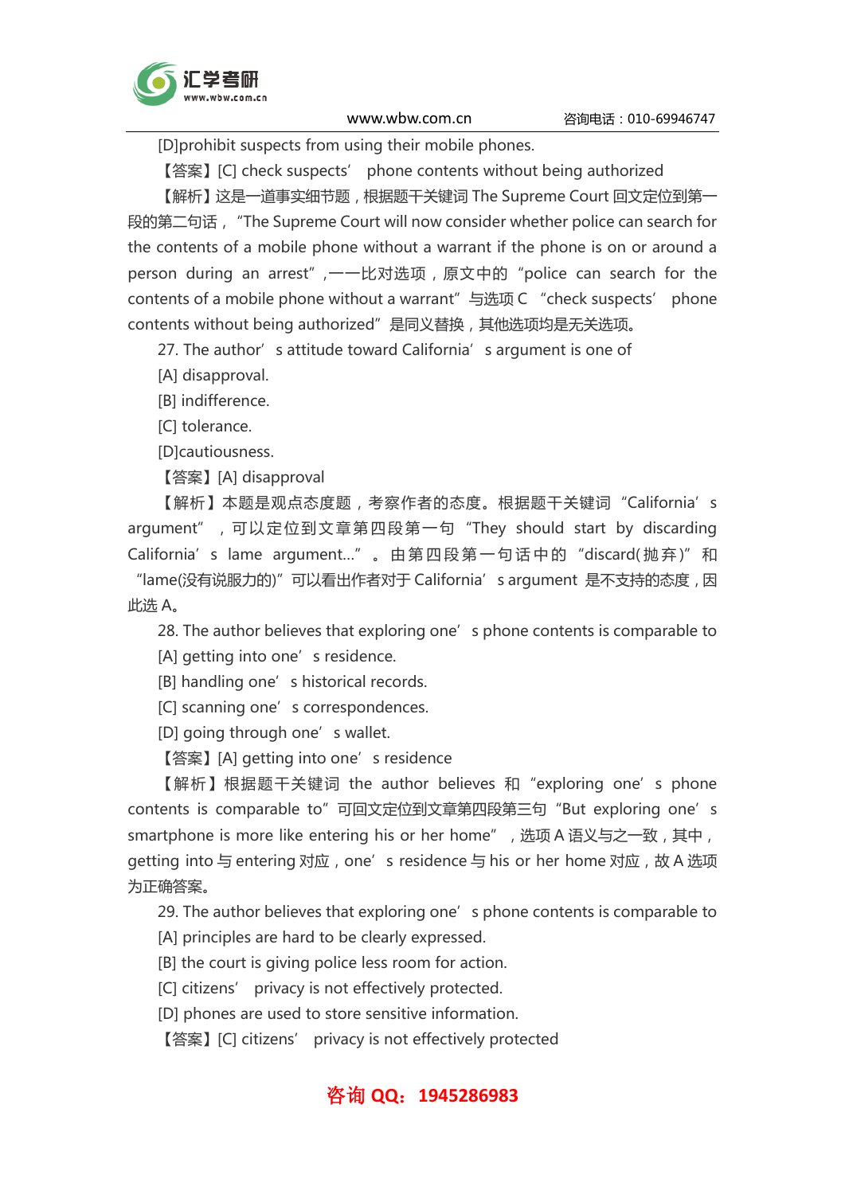[D]prohibit suspects from using their mobile phones.

【答案】[C] check suspects' phone contents without being authorized

【解析】这是一道事实细节题，根据题干关键词 The Supreme Court 回文定位到第一段的第二句话，"The Supreme Court will now consider whether police can search for the contents of a mobile phone without a warrant if the phone is on or around a person during an arrest"，一一比对选项，原文中的"police can search for the contents of a mobile phone without a warrant"与选项 C "check suspects' phone contents without being authorized"是同义替换，其他选项均是无关选项。

27. The author's attitude toward California's argument is one of

[A] disapproval.

[B] indifference.

[C] tolerance.

[D]cautiousness.

【答案】[A] disapproval

【解析】本题是观点态度题，考察作者的态度。根据题干关键词"California's argument"，可以定位到文章第四段第一句"They should start by discarding California's lame argument..."。由第四段第一句话中的"discard(抛弃)"和"lame(没有说服力的)"可以看出作者对于 California's argument 是不支持的态度，因此选 A。

28. The author believes that exploring one's phone contents is comparable to

[A] getting into one's residence.

[B] handling one's historical records.

[C] scanning one's correspondences.

[D] going through one's wallet.

【答案】[A] getting into one's residence

【解析】根据题干关键词 the author believes 和"exploring one's phone contents is comparable to"可回文定位到文章第四段第三句"But exploring one's smartphone is more like entering his or her home"，选项 A 语义与之一致，其中，getting into 与 entering 对应，one's residence 与 his or her home 对应，故 A 选项为正确答案。

29. The author believes that exploring one's phone contents is comparable to

[A] principles are hard to be clearly expressed.

[B] the court is giving police less room for action.

[C] citizens' privacy is not effectively protected.

[D] phones are used to store sensitive information.

【答案】[C] citizens' privacy is not effectively protected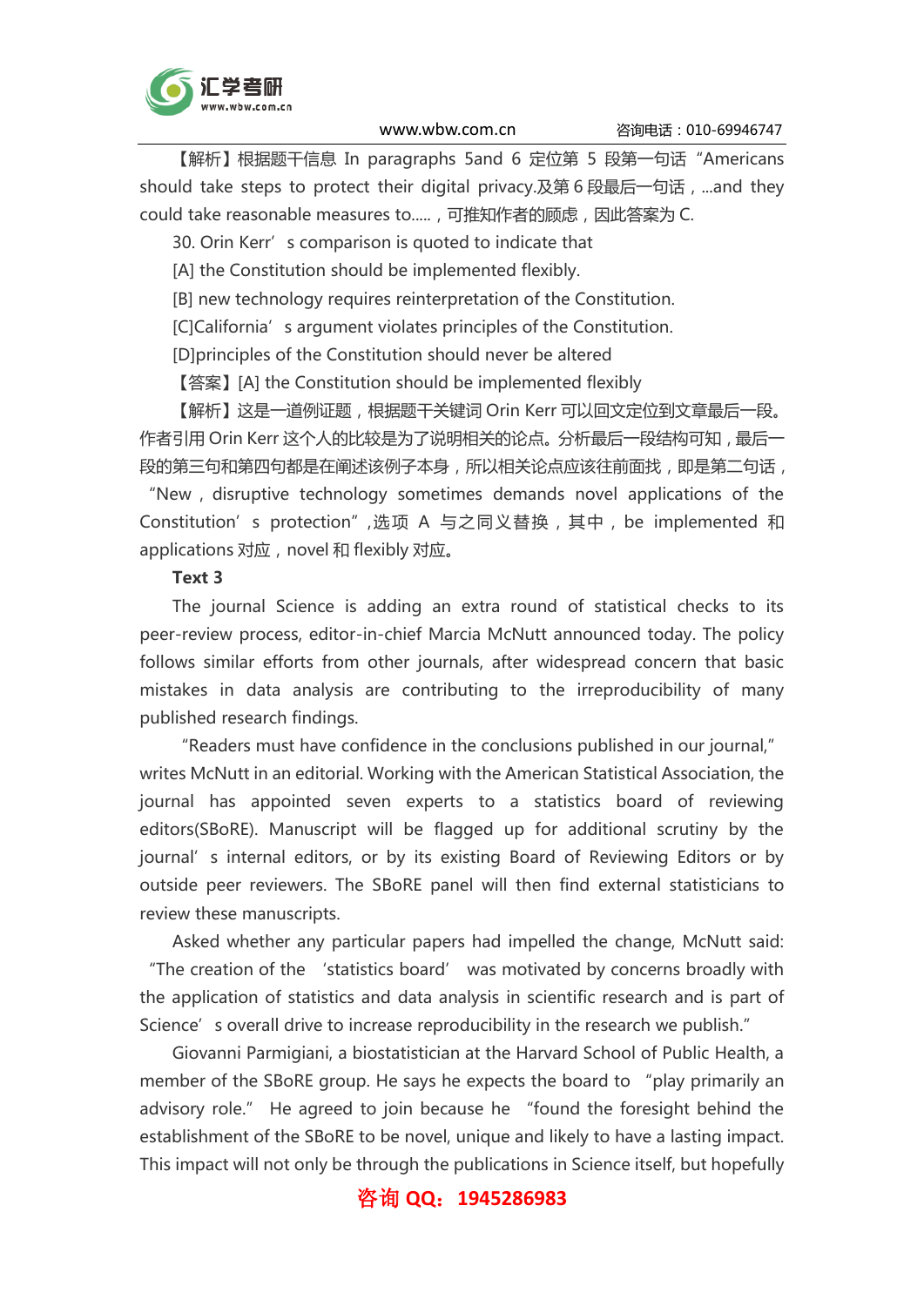【解析】根据题干信息 In paragraphs 5and 6 定位第 5 段第一句话 “Americans should take steps to protect their digital privacy.及第 6 段最后一句话，...and they could take reasonable measures to.....，可推知作者的顾虑，因此答案为 C.

30. Orin Kerr’s comparison is quoted to indicate that

[A] the Constitution should be implemented flexibly.

[B] new technology requires reinterpretation of the Constitution.

[C]California’s argument violates principles of the Constitution.

[D]principles of the Constitution should never be altered

【答案】[A] the Constitution should be implemented flexibly

【解析】这是一道例证题，根据题干关键词 Orin Kerr 可以回文定位到文章最后一段。作者引用 Orin Kerr 这个人的比较是为了说明相关的论点。分析最后一段结构可知，最后一段的第三句和第四句都是在阐述该例子本身，所以相关论点应该往前面找，即是第二句话，“New，disruptive technology sometimes demands novel applications of the Constitution’s protection”,选项 A 与之同义替换，其中，be implemented 和 applications 对应，novel 和 flexibly 对应。

**Text 3**

The journal Science is adding an extra round of statistical checks to its peer-review process, editor-in-chief Marcia McNutt announced today. The policy follows similar efforts from other journals, after widespread concern that basic mistakes in data analysis are contributing to the irreproducibility of many published research findings.

“Readers must have confidence in the conclusions published in our journal,” writes McNutt in an editorial. Working with the American Statistical Association, the journal has appointed seven experts to a statistics board of reviewing editors(SBoRE). Manuscript will be flagged up for additional scrutiny by the journal’s internal editors, or by its existing Board of Reviewing Editors or by outside peer reviewers. The SBoRE panel will then find external statisticians to review these manuscripts.

Asked whether any particular papers had impelled the change, McNutt said: “The creation of the ‘statistics board’ was motivated by concerns broadly with the application of statistics and data analysis in scientific research and is part of Science’s overall drive to increase reproducibility in the research we publish.”

Giovanni Parmigiani, a biostatistician at the Harvard School of Public Health, a member of the SBoRE group. He says he expects the board to “play primarily an advisory role.” He agreed to join because he “found the foresight behind the establishment of the SBoRE to be novel, unique and likely to have a lasting impact. This impact will not only be through the publications in Science itself, but hopefully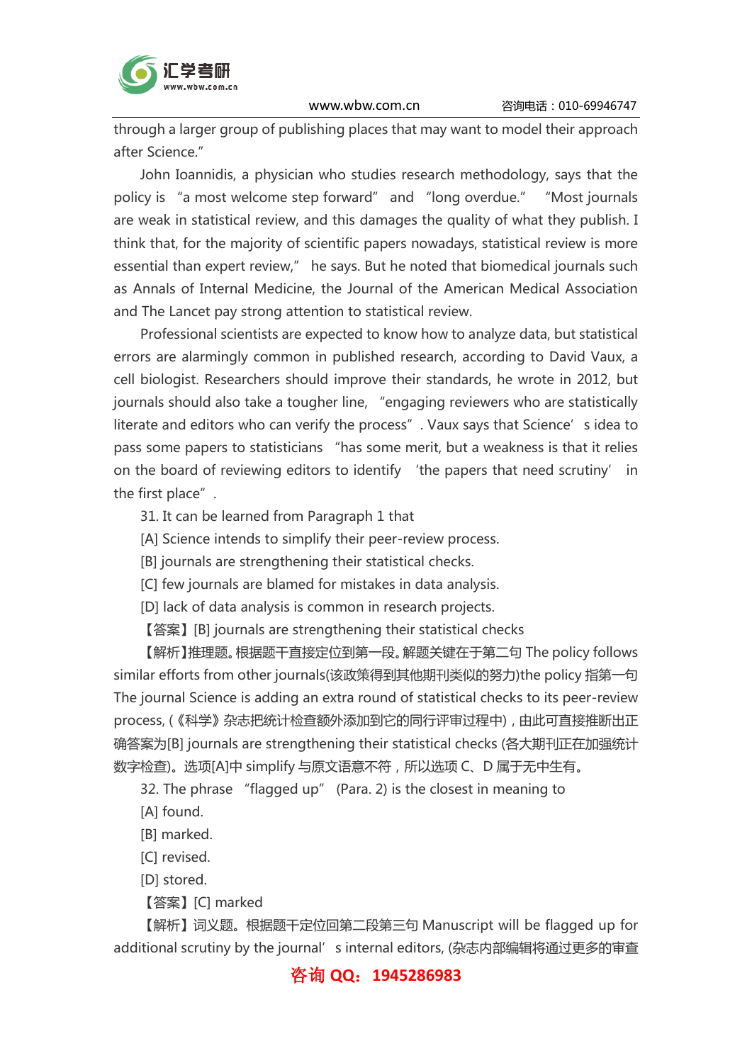through a larger group of publishing places that may want to model their approach after Science."

John Ioannidis, a physician who studies research methodology, says that the policy is "a most welcome step forward" and "long overdue." "Most journals are weak in statistical review, and this damages the quality of what they publish. I think that, for the majority of scientific papers nowadays, statistical review is more essential than expert review," he says. But he noted that biomedical journals such as Annals of Internal Medicine, the Journal of the American Medical Association and The Lancet pay strong attention to statistical review.

Professional scientists are expected to know how to analyze data, but statistical errors are alarmingly common in published research, according to David Vaux, a cell biologist. Researchers should improve their standards, he wrote in 2012, but journals should also take a tougher line, "engaging reviewers who are statistically literate and editors who can verify the process". Vaux says that Science's idea to pass some papers to statisticians "has some merit, but a weakness is that it relies on the board of reviewing editors to identify 'the papers that need scrutiny' in the first place".

31. It can be learned from Paragraph 1 that

[A] Science intends to simplify their peer-review process.

[B] journals are strengthening their statistical checks.

[C] few journals are blamed for mistakes in data analysis.

[D] lack of data analysis is common in research projects.

【答案】[B] journals are strengthening their statistical checks

【解析】推理题。根据题干直接定位到第一段。解题关键在于第二句 The policy follows similar efforts from other journals(该政策得到其他期刊类似的努力)the policy 指第一句 The journal Science is adding an extra round of statistical checks to its peer-review process,(《科学》杂志把统计检查额外添加到它的同行评审过程中),由此可直接推断出正确答案为[B] journals are strengthening their statistical checks (各大期刊正在加强统计数字检查)。选项[A]中 simplify 与原文语意不符，所以选项 C、D 属于无中生有。

32. The phrase "flagged up" (Para. 2) is the closest in meaning to

[A] found.

[B] marked.

[C] revised.

[D] stored.

【答案】[C] marked

【解析】词义题。根据题干定位回第二段第三句 Manuscript will be flagged up for additional scrutiny by the journal's internal editors, (杂志内部编辑将通过更多的审查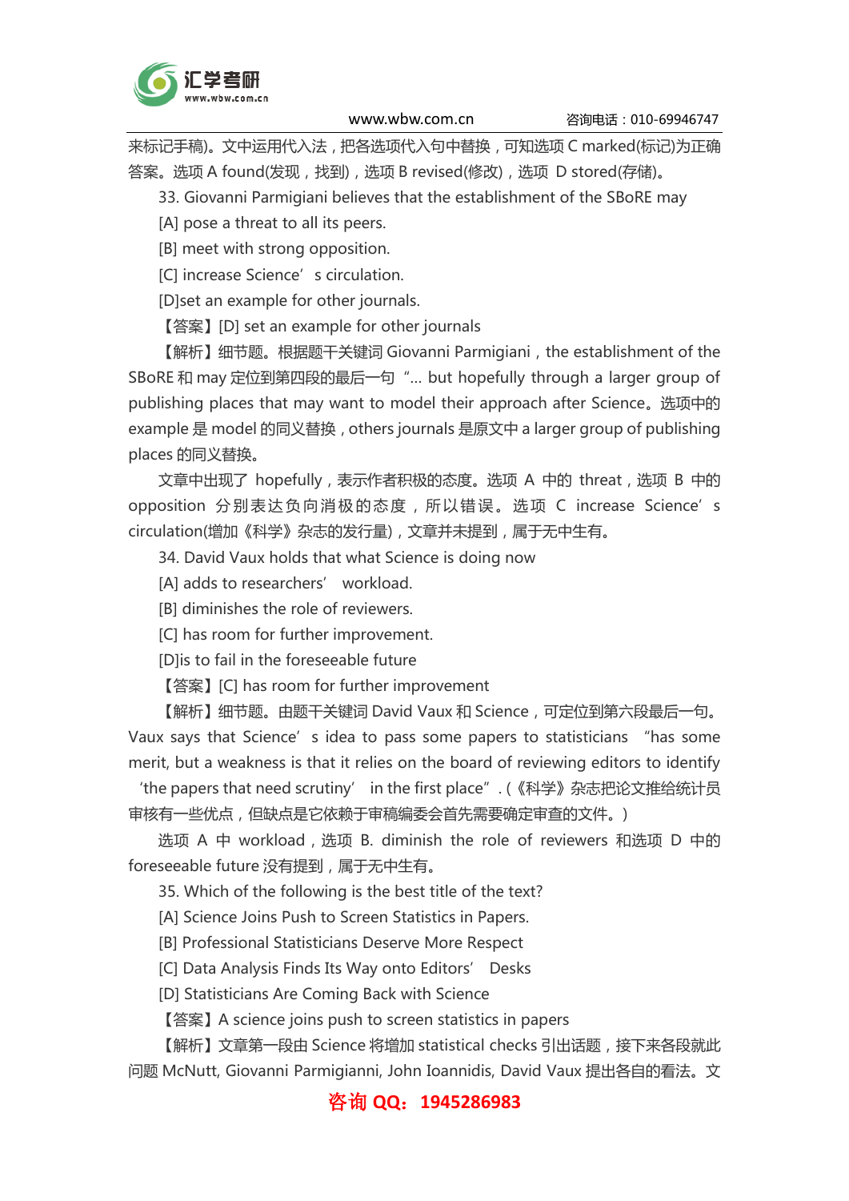来标记手稿)。文中运用代入法，把各选项代入句中替换，可知选项 C marked(标记)为正确答案。选项 A found(发现，找到)，选项 B revised(修改)，选项 D stored(存储)。

33. Giovanni Parmigiani believes that the establishment of the SBoRE may

[A] pose a threat to all its peers.

[B] meet with strong opposition.

[C] increase Science’s circulation.

[D]set an example for other journals.

【答案】[D] set an example for other journals

【解析】细节题。根据题干关键词 Giovanni Parmigiani，the establishment of the SBoRE 和 may 定位到第四段的最后一句 “... but hopefully through a larger group of publishing places that may want to model their approach after Science。选项中的 example 是 model 的同义替换，others journals 是原文中 a larger group of publishing places 的同义替换。

文章中出现了 hopefully，表示作者积极的态度。选项 A 中的 threat，选项 B 中的 opposition 分别表达负向消极的态度，所以错误。选项 C increase Science’s circulation(增加《科学》杂志的发行量)，文章并未提到，属于无中生有。

34. David Vaux holds that what Science is doing now

[A] adds to researchers’ workload.

[B] diminishes the role of reviewers.

[C] has room for further improvement.

[D]is to fail in the foreseeable future

【答案】[C] has room for further improvement

【解析】细节题。由题干关键词 David Vaux 和 Science，可定位到第六段最后一句。Vaux says that Science’s idea to pass some papers to statisticians “has some merit, but a weakness is that it relies on the board of reviewing editors to identify ‘the papers that need scrutiny’ in the first place”.(《科学》杂志把论文推给统计员审核有一些优点，但缺点是它依赖于审稿编委会首先需要确定审查的文件。)

选项 A 中 workload，选项 B. diminish the role of reviewers 和选项 D 中的 foreseeable future 没有提到，属于无中生有。

35. Which of the following is the best title of the text?

[A] Science Joins Push to Screen Statistics in Papers.

[B] Professional Statisticians Deserve More Respect

[C] Data Analysis Finds Its Way onto Editors’ Desks

[D] Statisticians Are Coming Back with Science

【答案】A science joins push to screen statistics in papers

【解析】文章第一段由 Science 将增加 statistical checks 引出话题，接下来各段就此问题 McNutt, Giovanni Parmigianni, John Ioannidis, David Vaux 提出各自的看法。文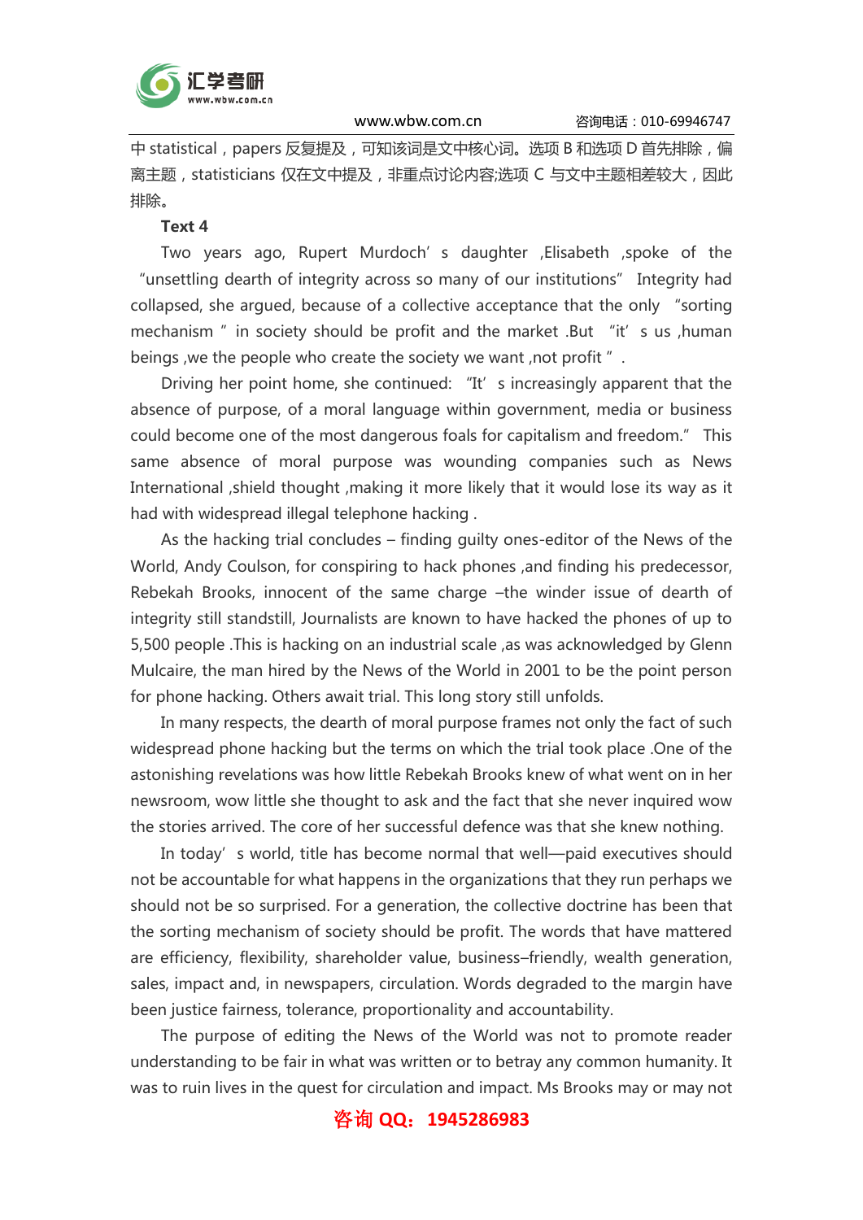中 statistical，papers 反复提及，可知该词是文中核心词。选项 B 和选项 D 首先排除，偏离主题，statisticians 仅在文中提及，非重点讨论内容;选项 C 与文中主题相差较大，因此排除。

**Text 4**

Two years ago, Rupert Murdoch’s daughter ,Elisabeth ,spoke of the “unsettling dearth of integrity across so many of our institutions” Integrity had collapsed, she argued, because of a collective acceptance that the only “sorting mechanism” in society should be profit and the market .But “it’s us ,human beings ,we the people who create the society we want ,not profit”.

Driving her point home, she continued: “It’s increasingly apparent that the absence of purpose, of a moral language within government, media or business could become one of the most dangerous foals for capitalism and freedom.” This same absence of moral purpose was wounding companies such as News International ,shield thought ,making it more likely that it would lose its way as it had with widespread illegal telephone hacking .

As the hacking trial concludes – finding guilty ones-editor of the News of the World, Andy Coulson, for conspiring to hack phones ,and finding his predecessor, Rebekah Brooks, innocent of the same charge –the winder issue of dearth of integrity still standstill, Journalists are known to have hacked the phones of up to 5,500 people .This is hacking on an industrial scale ,as was acknowledged by Glenn Mulcaire, the man hired by the News of the World in 2001 to be the point person for phone hacking. Others await trial. This long story still unfolds.

In many respects, the dearth of moral purpose frames not only the fact of such widespread phone hacking but the terms on which the trial took place .One of the astonishing revelations was how little Rebekah Brooks knew of what went on in her newsroom, wow little she thought to ask and the fact that she never inquired wow the stories arrived. The core of her successful defence was that she knew nothing.

In today’s world, title has become normal that well—paid executives should not be accountable for what happens in the organizations that they run perhaps we should not be so surprised. For a generation, the collective doctrine has been that the sorting mechanism of society should be profit. The words that have mattered are efficiency, flexibility, shareholder value, business–friendly, wealth generation, sales, impact and, in newspapers, circulation. Words degraded to the margin have been justice fairness, tolerance, proportionality and accountability.

The purpose of editing the News of the World was not to promote reader understanding to be fair in what was written or to betray any common humanity. It was to ruin lives in the quest for circulation and impact. Ms Brooks may or may not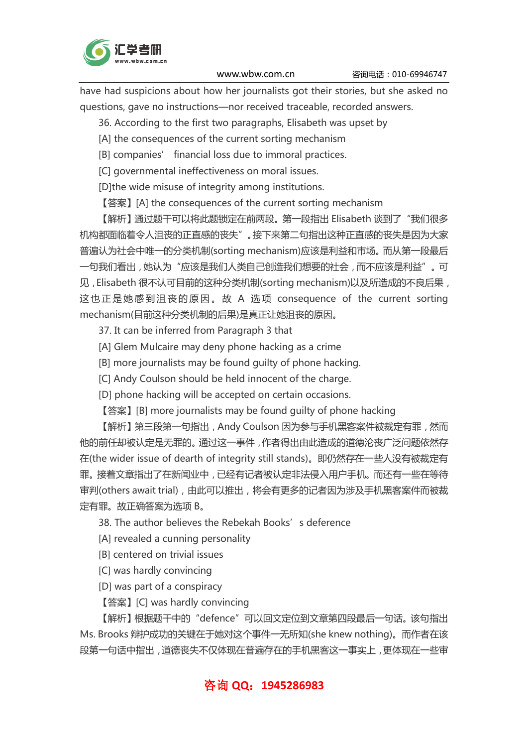have had suspicions about how her journalists got their stories, but she asked no questions, gave no instructions—nor received traceable, recorded answers.

36. According to the first two paragraphs, Elisabeth was upset by

[A] the consequences of the current sorting mechanism

[B] companies' financial loss due to immoral practices.

[C] governmental ineffectiveness on moral issues.

[D]the wide misuse of integrity among institutions.

【答案】[A] the consequences of the current sorting mechanism

【解析】通过题干可以将此题锁定在前两段。第一段指出 Elisabeth 谈到了"我们很多机构都面临着令人沮丧的正直感的丧失"。接下来第二段指出这种正直感的丧失是因为大家普遍认为社会中唯一的分类机制(sorting mechanism)应该是利益和市场。而从第一段最后一句我们看出，她认为"应该是我们人类自己创造我们想要的社会，而不应该是利益"。可见，Elisabeth 很不认可目前的这种分类机制(sorting mechanism)以及所造成的不良后果，这也正是她感到沮丧的原因。故 A 选项 consequence of the current sorting mechanism(目前这种分类机制的后果)是真正让她沮丧的原因。

37. It can be inferred from Paragraph 3 that

[A] Glem Mulcaire may deny phone hacking as a crime

[B] more journalists may be found guilty of phone hacking.

[C] Andy Coulson should be held innocent of the charge.

[D] phone hacking will be accepted on certain occasions.

【答案】[B] more journalists may be found guilty of phone hacking

【解析】第三段第一句指出，Andy Coulson 因为参与手机黑客案件被裁定有罪，然而他的前任却被认定是无罪的。通过这一事件，作者得出由此造成的道德沦丧广泛问题依然存在(the wider issue of dearth of integrity still stands)。即仍然存在一些人没有被裁定有罪。接着文章指出了在新闻业中，已经有记者被认定非法侵入用户手机。而还有一些在等待审判(others await trial)，由此可以推出，将会有更多的记者因为涉及手机黑客案件而被裁定有罪。故正确答案为选项 B。

38. The author believes the Rebekah Books' s deference

[A] revealed a cunning personality

[B] centered on trivial issues

[C] was hardly convincing

[D] was part of a conspiracy

【答案】[C] was hardly convincing

【解析】根据题干中的"defence"可以回文定位到文章第四段最后一句话。该句指出 Ms. Brooks 辩护成功的关键在于她对这个事件一无所知(she knew nothing)。而作者在该段第一句话中指出，道德丧失不仅体现在普遍存在的手机黑客这一事实上，更体现在一些审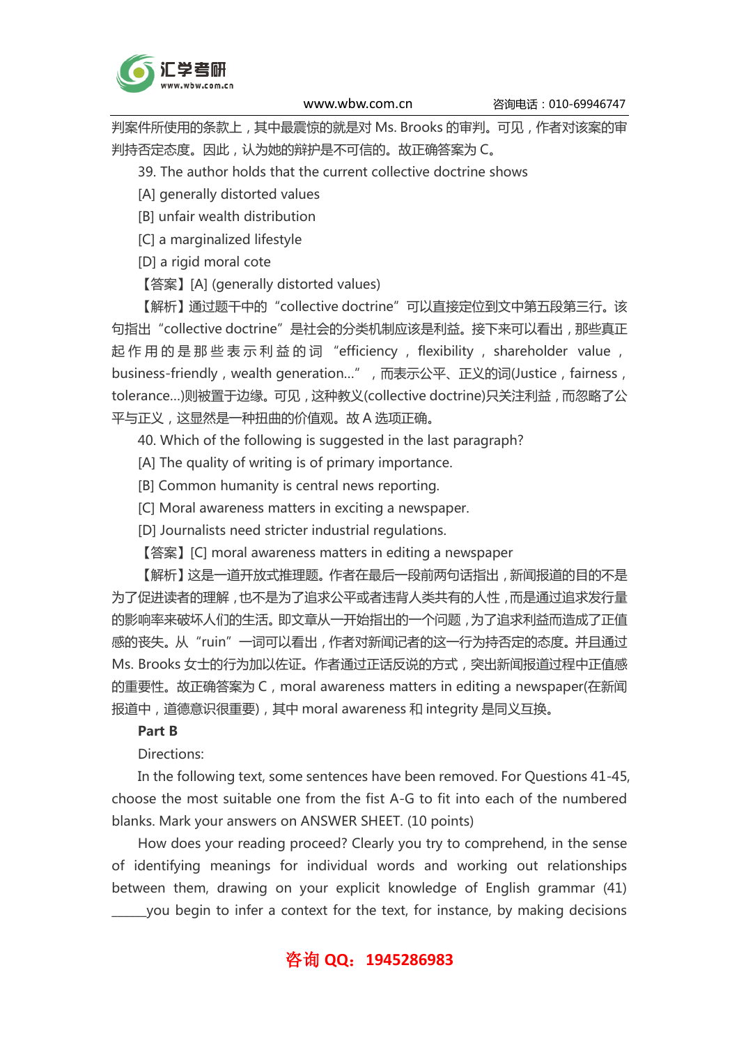判案件所使用的条款上，其中最震惊的就是对 Ms. Brooks 的审判。可见，作者对该案的审判持否定态度。因此，认为她的辩护是不可信的。故正确答案为 C。

39. The author holds that the current collective doctrine shows

[A] generally distorted values

[B] unfair wealth distribution

[C] a marginalized lifestyle

[D] a rigid moral cote

【答案】[A] (generally distorted values)

【解析】通过题干中的"collective doctrine"可以直接定位到文中第五段第三行。该句指出"collective doctrine"是社会的分类机制应该是利益。接下来可以看出，那些真正起作用的是那些表示利益的词 "efficiency，flexibility，shareholder value，business-friendly，wealth generation…"，而表示公平、正义的词(Justice，fairness，tolerance…)则被置于边缘。可见，这种教义(collective doctrine)只关注利益，而忽略了公平与正义，这显然是一种扭曲的价值观。故 A 选项正确。

40. Which of the following is suggested in the last paragraph?

[A] The quality of writing is of primary importance.

[B] Common humanity is central news reporting.

[C] Moral awareness matters in exciting a newspaper.

[D] Journalists need stricter industrial regulations.

【答案】[C] moral awareness matters in editing a newspaper

【解析】这是一道开放式推理题。作者在最后一段前两句话指出，新闻报道的目的不是为了促进读者的理解，也不是为了追求公平或者违背人类共有的人性，而是通过追求发行量的影响率来破坏人们的生活。即文章从一开始指出的一个问题，为了追求利益而造成了正值感的丧失。从"ruin"一词可以看出，作者对新闻记者的这一行为持否定的态度。并且通过 Ms. Brooks 女士的行为加以佐证。作者通过正话反说的方式，突出新闻报道过程中正值感的重要性。故正确答案为 C，moral awareness matters in editing a newspaper(在新闻报道中，道德意识很重要)，其中 moral awareness 和 integrity 是同义互换。

**Part B**

Directions:

In the following text, some sentences have been removed. For Questions 41-45, choose the most suitable one from the fist A-G to fit into each of the numbered blanks. Mark your answers on ANSWER SHEET. (10 points)

How does your reading proceed? Clearly you try to comprehend, in the sense of identifying meanings for individual words and working out relationships between them, drawing on your explicit knowledge of English grammar (41) _____you begin to infer a context for the text, for instance, by making decisions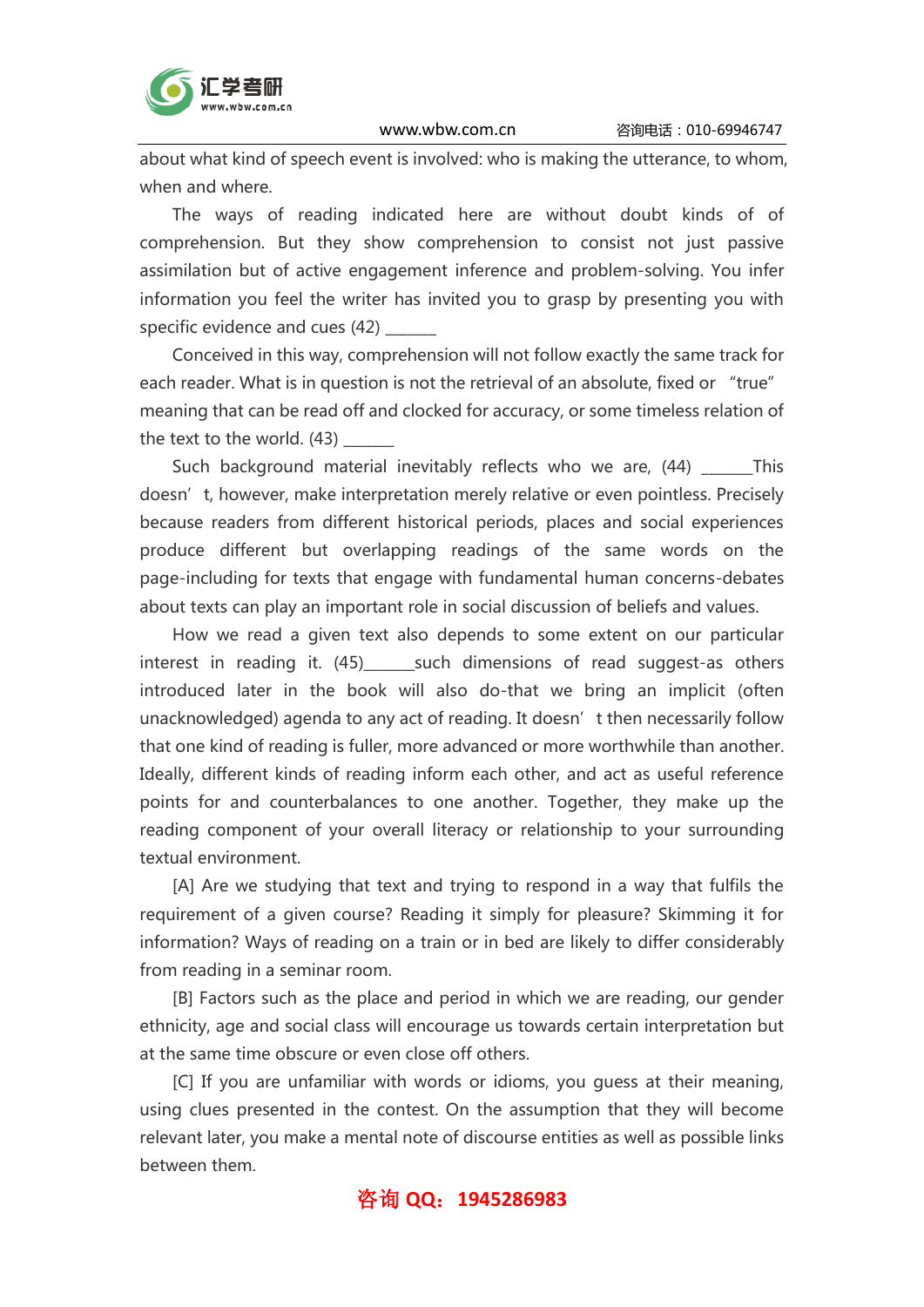about what kind of speech event is involved: who is making the utterance, to whom, when and where.

The ways of reading indicated here are without doubt kinds of of comprehension. But they show comprehension to consist not just passive assimilation but of active engagement inference and problem-solving. You infer information you feel the writer has invited you to grasp by presenting you with specific evidence and cues (42) ______

Conceived in this way, comprehension will not follow exactly the same track for each reader. What is in question is not the retrieval of an absolute, fixed or "true" meaning that can be read off and clocked for accuracy, or some timeless relation of the text to the world. (43) ______

Such background material inevitably reflects who we are, (44) ______This doesn't, however, make interpretation merely relative or even pointless. Precisely because readers from different historical periods, places and social experiences produce different but overlapping readings of the same words on the page-including for texts that engage with fundamental human concerns-debates about texts can play an important role in social discussion of beliefs and values.

How we read a given text also depends to some extent on our particular interest in reading it. (45)______such dimensions of read suggest-as others introduced later in the book will also do-that we bring an implicit (often unacknowledged) agenda to any act of reading. It doesn't then necessarly follow that one kind of reading is fuller, more advanced or more worthwhile than another. Ideally, different kinds of reading inform each other, and act as useful reference points for and counterbalances to one another. Together, they make up the reading component of your overall literacy or relationship to your surrounding textual environment.

[A] Are we studying that text and trying to respond in a way that fulfils the requirement of a given course? Reading it simply for pleasure? Skimming it for information? Ways of reading on a train or in bed are likely to differ considerably from reading in a seminar room.

[B] Factors such as the place and period in which we are reading, our gender ethnicity, age and social class will encourage us towards certain interpretation but at the same time obscure or even close off others.

[C] If you are unfamiliar with words or idioms, you guess at their meaning, using clues presented in the contest. On the assumption that they will become relevant later, you make a mental note of discourse entities as well as possible links between them.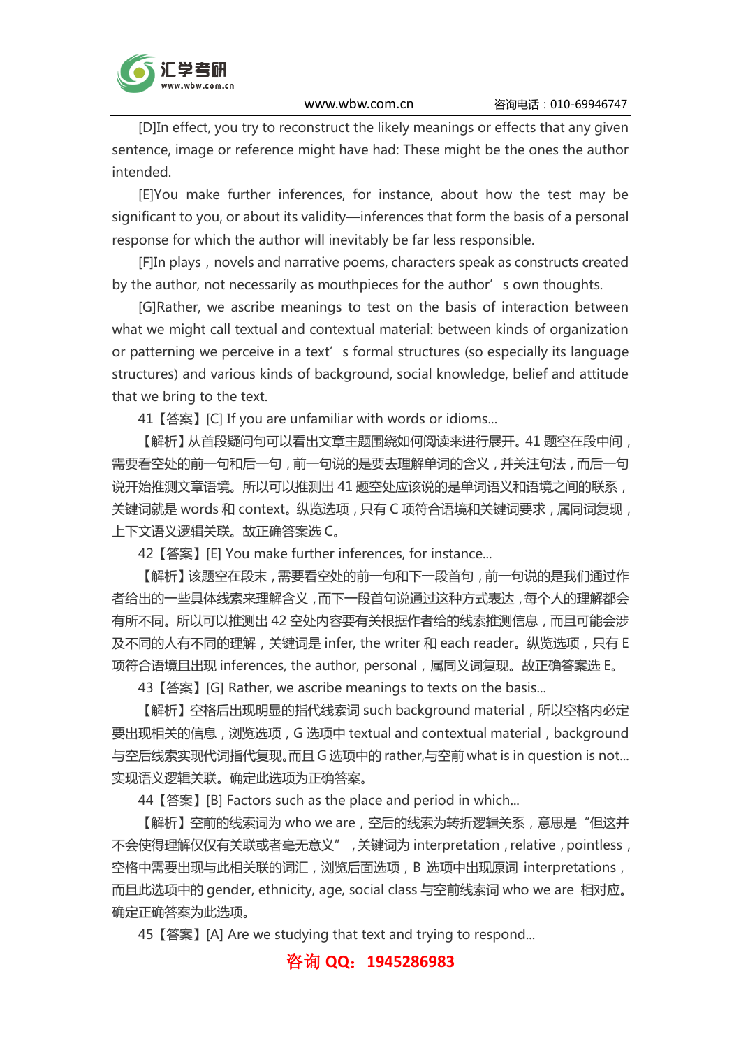[D]In effect, you try to reconstruct the likely meanings or effects that any given sentence, image or reference might have had: These might be the ones the author intended.

[E]You make further inferences, for instance, about how the test may be significant to you, or about its validity—inferences that form the basis of a personal response for which the author will inevitably be far less responsible.

[F]In plays，novels and narrative poems, characters speak as constructs created by the author, not necessarily as mouthpieces for the author’s own thoughts.

[G]Rather, we ascribe meanings to test on the basis of interaction between what we might call textual and contextual material: between kinds of organization or patterning we perceive in a text’s formal structures (so especially its language structures) and various kinds of background, social knowledge, belief and attitude that we bring to the text.

41【答案】[C] If you are unfamiliar with words or idioms...

【解析】从首段疑问句可以看出文章主题围绕如何阅读来进行展开。41 题空在段中间，需要看空处的前一句和后一句，前一句说的是要去理解单词的含义，并关注句法，而后一句说开始推测文章语境。所以可以推测出 41 题空处应该说的是单词语义和语境之间的联系，关键词就是 words 和 context。纵览选项，只有 C 项符合语境和关键词要求，属同词复现，上下文语义逻辑关联。故正确答案选 C。

42【答案】[E] You make further inferences, for instance...

【解析】该题空在段末，需要看空处的前一句和下一段首句，前一句说的是我们通过作者给出的一些具体线索来理解含义，而下一段首句说通过这种方式表达，每个人的理解都会有所不同。所以可以推测出 42 空处内容要有关根据作者给的线索推测信息，而且可能会涉及不同的人有不同的理解，关键词是 infer, the writer 和 each reader。纵览选项，只有 E 项符合语境且出现 inferences, the author, personal，属同义词复现。故正确答案选 E。

43【答案】[G] Rather, we ascribe meanings to texts on the basis...

【解析】空格后出现明显的指代线索词 such background material，所以空格内必定要出现相关的信息，浏览选项，G 选项中 textual and contextual material，background 与空后线索实现代词指代复现。而且 G 选项中的 rather,与空前 what is in question is not...实现语义逻辑关联。确定此选项为正确答案。

44【答案】[B] Factors such as the place and period in which...

【解析】空前的线索词为 who we are，空后的线索为转折逻辑关系，意思是“但这并不会使得理解仅仅有关联或者毫无意义”，关键词为 interpretation，relative，pointless，空格中需要出现与此相关联的词汇，浏览后面选项，B 选项中出现原词 interpretations，而且此选项中的 gender, ethnicity, age, social class 与空前线索词 who we are 相对应。确定正确答案为此选项。

45【答案】[A] Are we studying that text and trying to respond...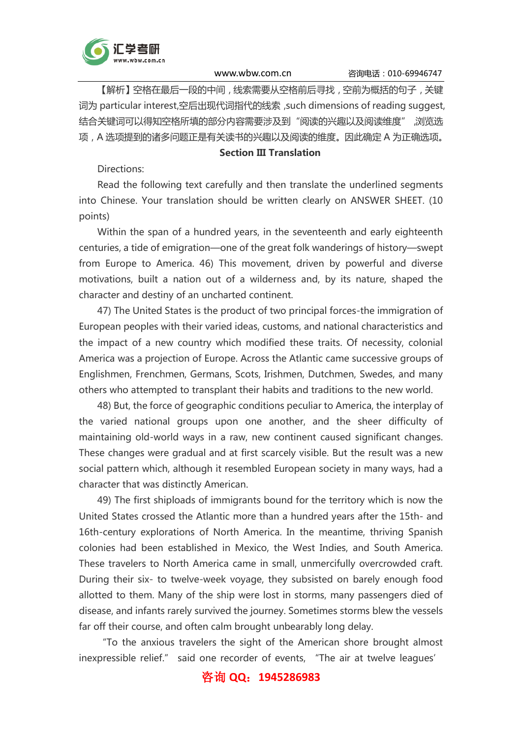【解析】空格在最后一段的中间，线索需要从空格前后寻找，空前为概括的句子，关键词为 particular interest,空后出现代词指代的线索 ,such dimensions of reading suggest,结合关键词可以得知空格所填的部分内容需要涉及到“阅读的兴趣以及阅读维度” ,浏览选项，A 选项提到的诸多问题正是有关读书的兴趣以及阅读的维度。因此确定 A 为正确选项。

## Section Ⅲ Translation

Directions:

Read the following text carefully and then translate the underlined segments into Chinese. Your translation should be written clearly on ANSWER SHEET. (10 points)

Within the span of a hundred years, in the seventeenth and early eighteenth centuries, a tide of emigration—one of the great folk wanderings of history—swept from Europe to America. 46) This movement, driven by powerful and diverse motivations, built a nation out of a wilderness and, by its nature, shaped the character and destiny of an uncharted continent.

47) The United States is the product of two principal forces-the immigration of European peoples with their varied ideas, customs, and national characteristics and the impact of a new country which modified these traits. Of necessity, colonial America was a projection of Europe. Across the Atlantic came successive groups of Englishmen, Frenchmen, Germans, Scots, Irishmen, Dutchmen, Swedes, and many others who attempted to transplant their habits and traditions to the new world.

48) But, the force of geographic conditions peculiar to America, the interplay of the varied national groups upon one another, and the sheer difficulty of maintaining old-world ways in a raw, new continent caused significant changes. These changes were gradual and at first scarcely visible. But the result was a new social pattern which, although it resembled European society in many ways, had a character that was distinctly American.

49) The first shiploads of immigrants bound for the territory which is now the United States crossed the Atlantic more than a hundred years after the 15th- and 16th-century explorations of North America. In the meantime, thriving Spanish colonies had been established in Mexico, the West Indies, and South America. These travelers to North America came in small, unmercifully overcrowded craft. During their six- to twelve-week voyage, they subsisted on barely enough food allotted to them. Many of the ship were lost in storms, many passengers died of disease, and infants rarely survived the journey. Sometimes storms blew the vessels far off their course, and often calm brought unbearably long delay.

"To the anxious travelers the sight of the American shore brought almost inexpressible relief." said one recorder of events, "The air at twelve leagues'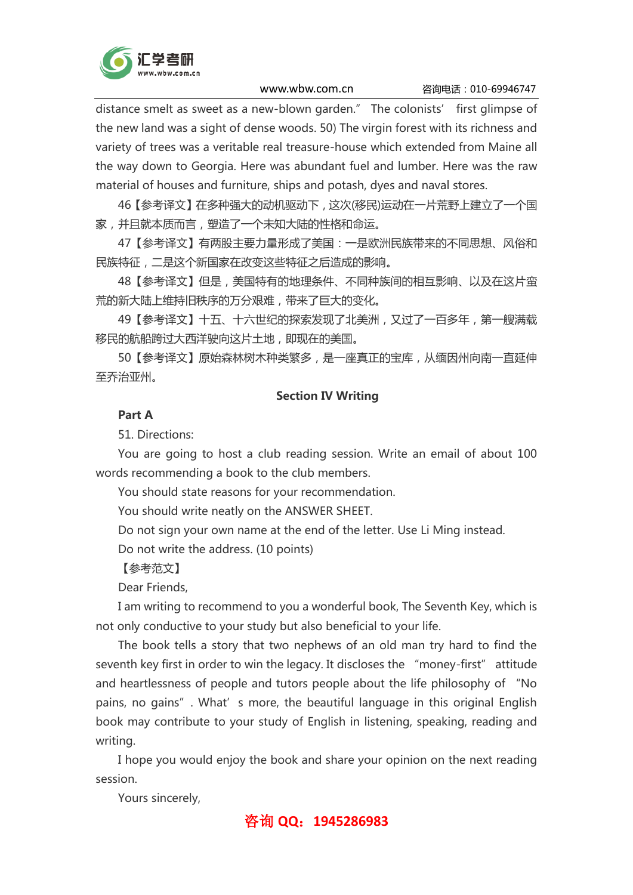distance smelt as sweet as a new-blown garden." The colonists' first glimpse of the new land was a sight of dense woods. 50) The virgin forest with its richness and variety of trees was a veritable real treasure-house which extended from Maine all the way down to Georgia. Here was abundant fuel and lumber. Here was the raw material of houses and furniture, ships and potash, dyes and naval stores.

46【参考译文】在多种强大的动机驱动下，这次(移民)运动在一片荒野上建立了一个国家，并且就本质而言，塑造了一个未知大陆的性格和命运。

47【参考译文】有两股主要力量形成了美国：一是欧洲民族带来的不同思想、风俗和民族特征，二是这个新国家在改变这些特征之后造成的影响。

48【参考译文】但是，美国特有的地理条件、不同种族间的相互影响、以及在这片蛮荒的新大陆上维持旧秩序的万分艰难，带来了巨大的变化。

49【参考译文】十五、十六世纪的探索发现了北美洲，又过了一百多年，第一艘满载移民的航船跨过大西洋驶向这片土地，即现在的美国。

50【参考译文】原始森林树木种类繁多，是一座真正的宝库，从缅因州向南一直延伸至乔治亚州。

## Section IV Writing

### Part A

51. Directions:

You are going to host a club reading session. Write an email of about 100 words recommending a book to the club members.

You should state reasons for your recommendation.

You should write neatly on the ANSWER SHEET.

Do not sign your own name at the end of the letter. Use Li Ming instead.

Do not write the address. (10 points)

【参考范文】

Dear Friends,

I am writing to recommend to you a wonderful book, The Seventh Key, which is not only conductive to your study but also beneficial to your life.

The book tells a story that two nephews of an old man try hard to find the seventh key first in order to win the legacy. It discloses the "money-first" attitude and heartlessness of people and tutors people about the life philosophy of "No pains, no gains". What's more, the beautiful language in this original English book may contribute to your study of English in listening, speaking, reading and writing.

I hope you would enjoy the book and share your opinion on the next reading session.

Yours sincerely,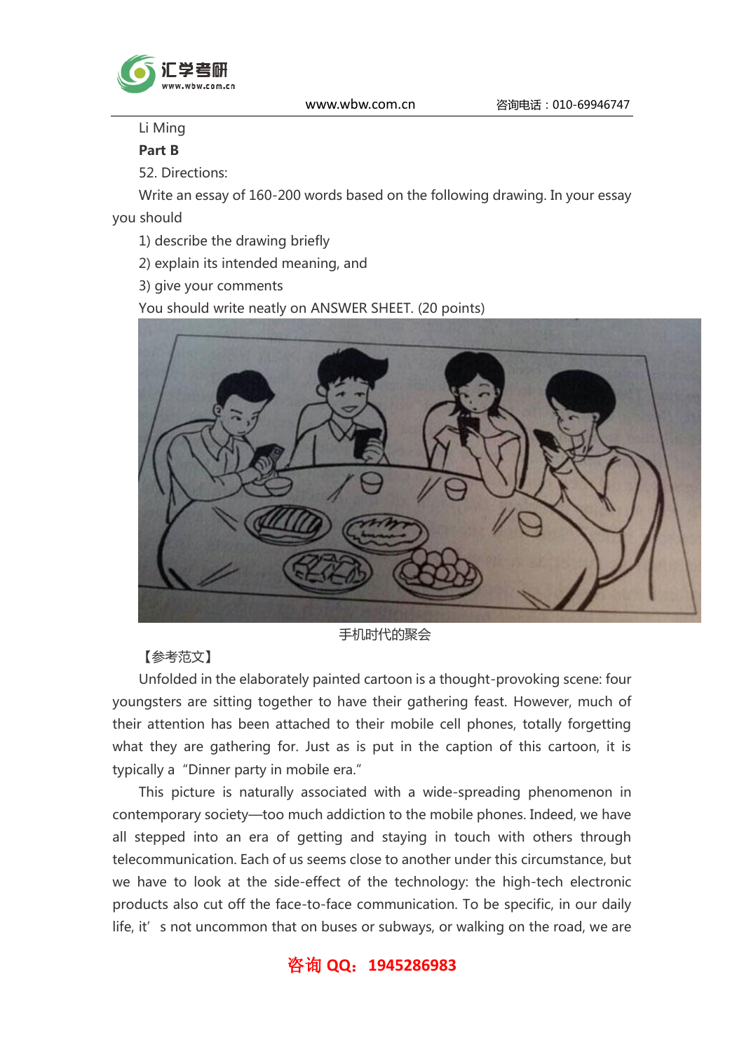Li Ming

**Part B**

52. Directions:

Write an essay of 160-200 words based on the following drawing. In your essay you should

1) describe the drawing briefly
2) explain its intended meaning, and
3) give your comments

You should write neatly on ANSWER SHEET. (20 points)

手机时代的聚会

【参考范文】

Unfolded in the elaborately painted cartoon is a thought-provoking scene: four youngsters are sitting together to have their gathering feast. However, much of their attention has been attached to their mobile cell phones, totally forgetting what they are gathering for. Just as is put in the caption of this cartoon, it is typically a "Dinner party in mobile era."

This picture is naturally associated with a wide-spreading phenomenon in contemporary society—too much addiction to the mobile phones. Indeed, we have all stepped into an era of getting and staying in touch with others through telecommunication. Each of us seems close to another under this circumstance, but we have to look at the side-effect of the technology: the high-tech electronic products also cut off the face-to-face communication. To be specific, in our daily life, it's not uncommon that on buses or subways, or walking on the road, we are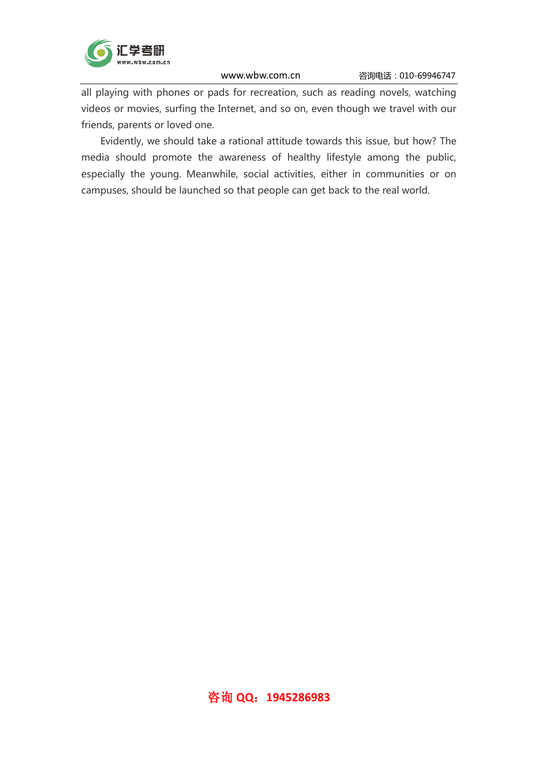all playing with phones or pads for recreation, such as reading novels, watching videos or movies, surfing the Internet, and so on, even though we travel with our friends, parents or loved one.

Evidently, we should take a rational attitude towards this issue, but how? The media should promote the awareness of healthy lifestyle among the public, especially the young. Meanwhile, social activities, either in communities or on campuses, should be launched so that people can get back to the real world.